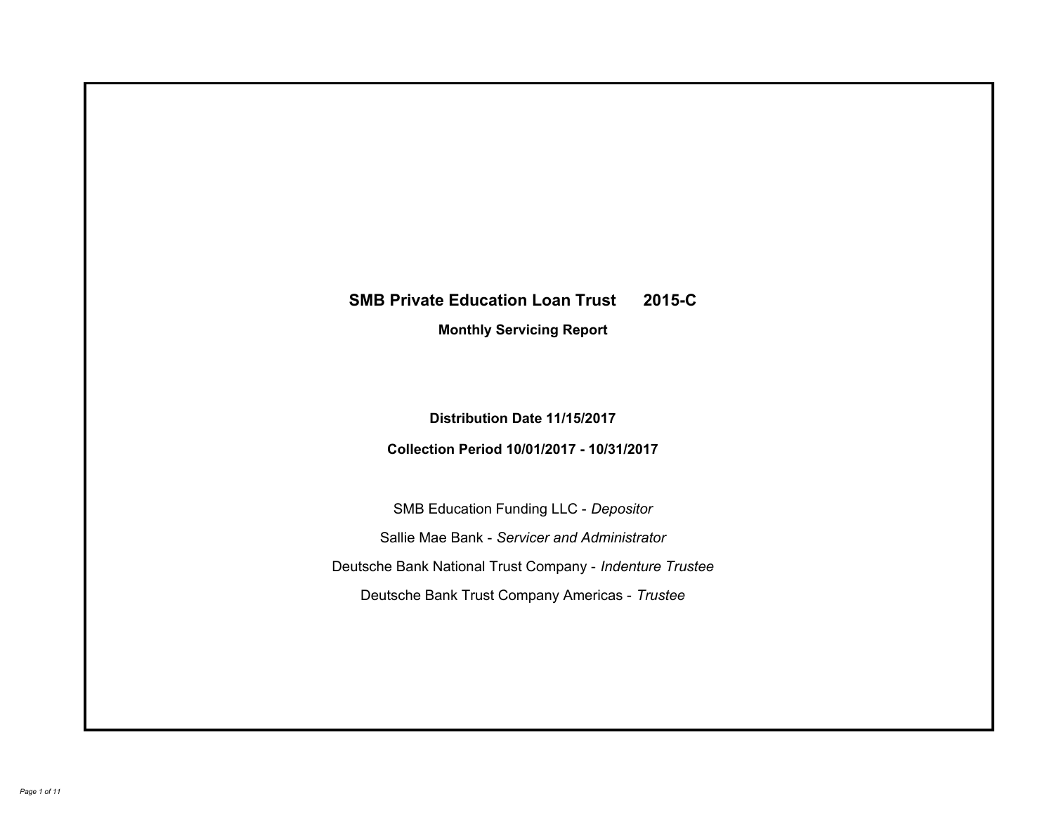# SMB Private Education Loan Trust 2015-C

## Monthly Servicing Report

**Distribution Date 11/15/2017**

**Collection Period 10/01/2017 - 10/31/2017**

SMB Education Funding LLC - *Depositor*

Sallie Mae Bank - *Servicer and Administrator*

Deutsche Bank National Trust Company - *Indenture Trustee*

Deutsche Bank Trust Company Americas - *Trustee*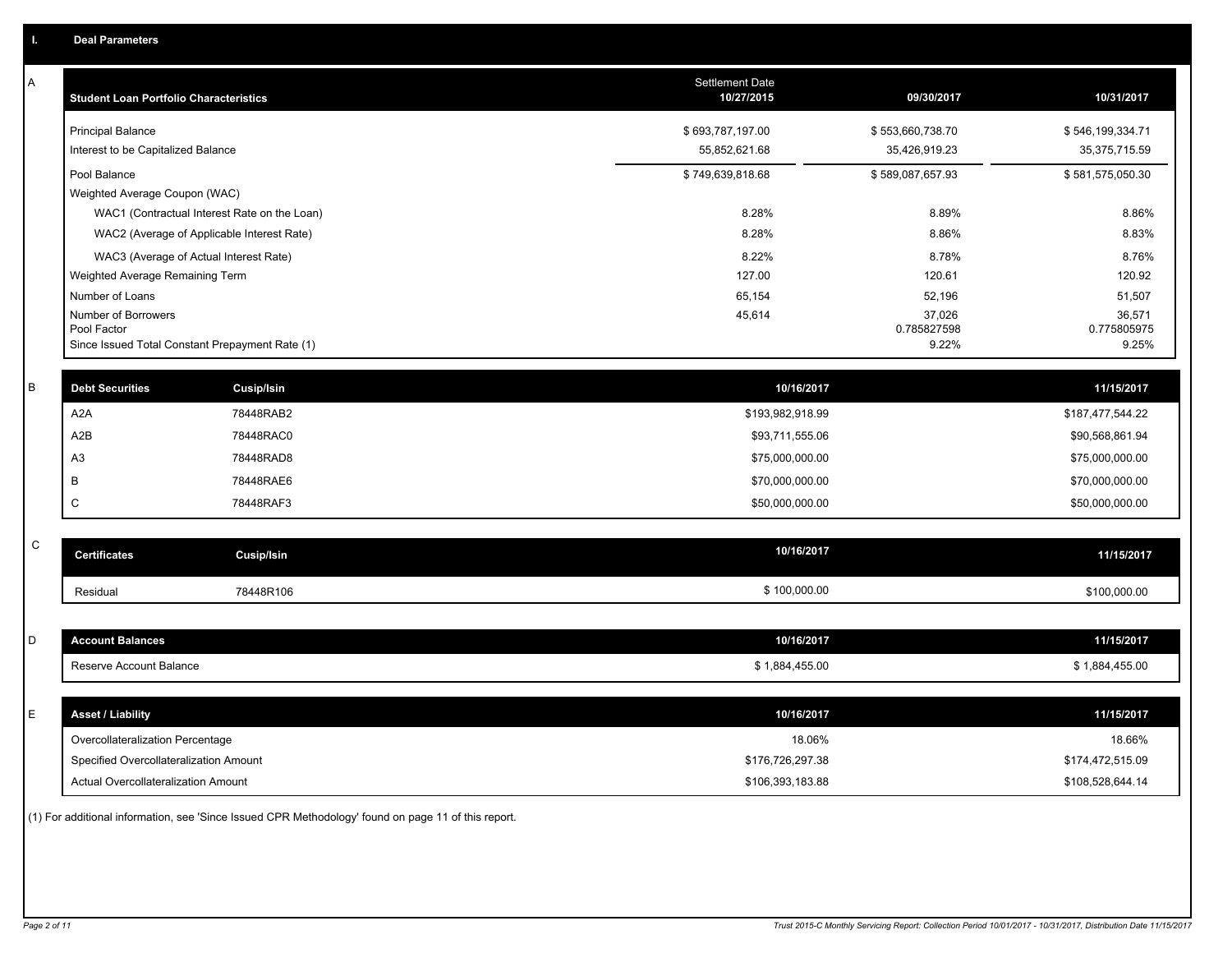## I. Deal Parameters

### A

| Student Loan Portfolio Characteristics | Settlement Date 10/27/2015 | 09/30/2017 | 10/31/2017 |
|---|---|---|---|
| Principal Balance | $ 693,787,197.00 | $ 553,660,738.70 | $ 546,199,334.71 |
| Interest to be Capitalized Balance | 55,852,621.68 | 35,426,919.23 | 35,375,715.59 |
| Pool Balance | $ 749,639,818.68 | $ 589,087,657.93 | $ 581,575,050.30 |
| Weighted Average Coupon (WAC) | | | |
| WAC1 (Contractual Interest Rate on the Loan) | 8.28% | 8.89% | 8.86% |
| WAC2 (Average of Applicable Interest Rate) | 8.28% | 8.86% | 8.83% |
| WAC3 (Average of Actual Interest Rate) | 8.22% | 8.78% | 8.76% |
| Weighted Average Remaining Term | 127.00 | 120.61 | 120.92 |
| Number of Loans | 65,154 | 52,196 | 51,507 |
| Number of Borrowers | 45,614 | 37,026 | 36,571 |
| Pool Factor | | 0.785827598 | 0.775805975 |
| Since Issued Total Constant Prepayment Rate (1) | | 9.22% | 9.25% |

### B

| Debt Securities | Cusip/Isin | 10/16/2017 | 11/15/2017 |
|---|---|---|---|
| A2A | 78448RAB2 | $193,982,918.99 | $187,477,544.22 |
| A2B | 78448RAC0 | $93,711,555.06 | $90,568,861.94 |
| A3 | 78448RAD8 | $75,000,000.00 | $75,000,000.00 |
| B | 78448RAE6 | $70,000,000.00 | $70,000,000.00 |
| C | 78448RAF3 | $50,000,000.00 | $50,000,000.00 |

### C

| Certificates | Cusip/Isin | 10/16/2017 | 11/15/2017 |
|---|---|---|---|
| Residual | 78448R106 | $ 100,000.00 | $100,000.00 |

### D

| Account Balances | 10/16/2017 | 11/15/2017 |
|---|---|---|
| Reserve Account Balance | $ 1,884,455.00 | $ 1,884,455.00 |

### E

| Asset / Liability | 10/16/2017 | 11/15/2017 |
|---|---|---|
| Overcollateralization Percentage | 18.06% | 18.66% |
| Specified Overcollateralization Amount | $176,726,297.38 | $174,472,515.09 |
| Actual Overcollateralization Amount | $106,393,183.88 | $108,528,644.14 |

(1) For additional information, see 'Since Issued CPR Methodology' found on page 11 of this report.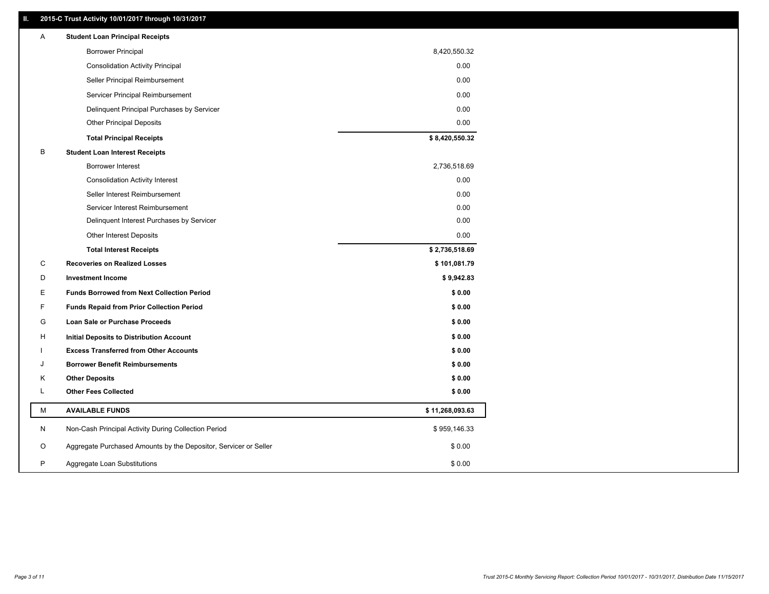## II. 2015-C Trust Activity 10/01/2017 through 10/31/2017

| | | |
|---|---|---|
| A | **Student Loan Principal Receipts** | |
| | Borrower Principal | 8,420,550.32 |
| | Consolidation Activity Principal | 0.00 |
| | Seller Principal Reimbursement | 0.00 |
| | Servicer Principal Reimbursement | 0.00 |
| | Delinquent Principal Purchases by Servicer | 0.00 |
| | Other Principal Deposits | 0.00 |
| | **Total Principal Receipts** | **$ 8,420,550.32** |
| B | **Student Loan Interest Receipts** | |
| | Borrower Interest | 2,736,518.69 |
| | Consolidation Activity Interest | 0.00 |
| | Seller Interest Reimbursement | 0.00 |
| | Servicer Interest Reimbursement | 0.00 |
| | Delinquent Interest Purchases by Servicer | 0.00 |
| | Other Interest Deposits | 0.00 |
| | **Total Interest Receipts** | **$ 2,736,518.69** |
| C | **Recoveries on Realized Losses** | **$ 101,081.79** |
| D | **Investment Income** | **$ 9,942.83** |
| E | **Funds Borrowed from Next Collection Period** | **$ 0.00** |
| F | **Funds Repaid from Prior Collection Period** | **$ 0.00** |
| G | **Loan Sale or Purchase Proceeds** | **$ 0.00** |
| H | **Initial Deposits to Distribution Account** | **$ 0.00** |
| I | **Excess Transferred from Other Accounts** | **$ 0.00** |
| J | **Borrower Benefit Reimbursements** | **$ 0.00** |
| K | **Other Deposits** | **$ 0.00** |
| L | **Other Fees Collected** | **$ 0.00** |
| M | **AVAILABLE FUNDS** | **$ 11,268,093.63** |
| N | Non-Cash Principal Activity During Collection Period | $ 959,146.33 |
| O | Aggregate Purchased Amounts by the Depositor, Servicer or Seller | $ 0.00 |
| P | Aggregate Loan Substitutions | $ 0.00 |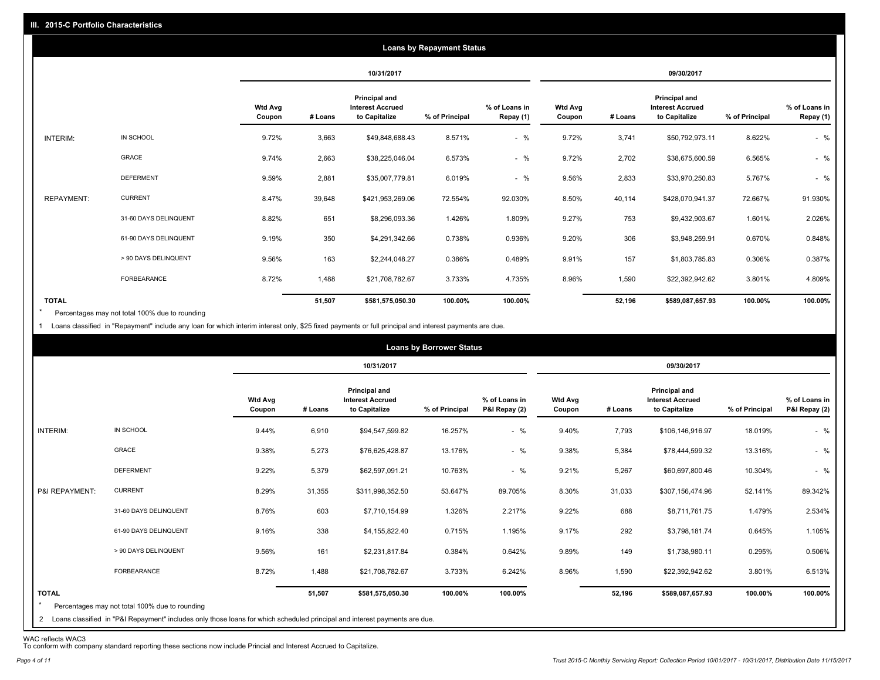## III. 2015-C Portfolio Characteristics

### Loans by Repayment Status

| | | 10/31/2017 | | | | | 09/30/2017 | | | | |
|---|---|---|---|---|---|---|---|---|---|---|---|
| | | Wtd Avg Coupon | # Loans | Principal and Interest Accrued to Capitalize | % of Principal | % of Loans in Repay (1) | Wtd Avg Coupon | # Loans | Principal and Interest Accrued to Capitalize | % of Principal | % of Loans in Repay (1) |
| INTERIM: | IN SCHOOL | 9.72% | 3,663 | $49,848,688.43 | 8.571% | - % | 9.72% | 3,741 | $50,792,973.11 | 8.622% | - % |
| | GRACE | 9.74% | 2,663 | $38,225,046.04 | 6.573% | - % | 9.72% | 2,702 | $38,675,600.59 | 6.565% | - % |
| | DEFERMENT | 9.59% | 2,881 | $35,007,779.81 | 6.019% | - % | 9.56% | 2,833 | $33,970,250.83 | 5.767% | - % |
| REPAYMENT: | CURRENT | 8.47% | 39,648 | $421,953,269.06 | 72.554% | 92.030% | 8.50% | 40,114 | $428,070,941.37 | 72.667% | 91.930% |
| | 31-60 DAYS DELINQUENT | 8.82% | 651 | $8,296,093.36 | 1.426% | 1.809% | 9.27% | 753 | $9,432,903.67 | 1.601% | 2.026% |
| | 61-90 DAYS DELINQUENT | 9.19% | 350 | $4,291,342.66 | 0.738% | 0.936% | 9.20% | 306 | $3,948,259.91 | 0.670% | 0.848% |
| | > 90 DAYS DELINQUENT | 9.56% | 163 | $2,244,048.27 | 0.386% | 0.489% | 9.91% | 157 | $1,803,785.83 | 0.306% | 0.387% |
| | FORBEARANCE | 8.72% | 1,488 | $21,708,782.67 | 3.733% | 4.735% | 8.96% | 1,590 | $22,392,942.62 | 3.801% | 4.809% |
| TOTAL | | | 51,507 | $581,575,050.30 | 100.00% | 100.00% | | 52,196 | $589,087,657.93 | 100.00% | 100.00% |

\* Percentages may not total 100% due to rounding

1 Loans classified in "Repayment" include any loan for which interim interest only, $25 fixed payments or full principal and interest payments are due.

### Loans by Borrower Status

| | | 10/31/2017 | | | | | 09/30/2017 | | | | |
|---|---|---|---|---|---|---|---|---|---|---|---|
| | | Wtd Avg Coupon | # Loans | Principal and Interest Accrued to Capitalize | % of Principal | % of Loans in P&I Repay (2) | Wtd Avg Coupon | # Loans | Principal and Interest Accrued to Capitalize | % of Principal | % of Loans in P&I Repay (2) |
| INTERIM: | IN SCHOOL | 9.44% | 6,910 | $94,547,599.82 | 16.257% | - % | 9.40% | 7,793 | $106,146,916.97 | 18.019% | - % |
| | GRACE | 9.38% | 5,273 | $76,625,428.87 | 13.176% | - % | 9.38% | 5,384 | $78,444,599.32 | 13.316% | - % |
| | DEFERMENT | 9.22% | 5,379 | $62,597,091.21 | 10.763% | - % | 9.21% | 5,267 | $60,697,800.46 | 10.304% | - % |
| P&I REPAYMENT: | CURRENT | 8.29% | 31,355 | $311,998,352.50 | 53.647% | 89.705% | 8.30% | 31,033 | $307,156,474.96 | 52.141% | 89.342% |
| | 31-60 DAYS DELINQUENT | 8.76% | 603 | $7,710,154.99 | 1.326% | 2.217% | 9.22% | 688 | $8,711,761.75 | 1.479% | 2.534% |
| | 61-90 DAYS DELINQUENT | 9.16% | 338 | $4,155,822.40 | 0.715% | 1.195% | 9.17% | 292 | $3,798,181.74 | 0.645% | 1.105% |
| | > 90 DAYS DELINQUENT | 9.56% | 161 | $2,231,817.84 | 0.384% | 0.642% | 9.89% | 149 | $1,738,980.11 | 0.295% | 0.506% |
| | FORBEARANCE | 8.72% | 1,488 | $21,708,782.67 | 3.733% | 6.242% | 8.96% | 1,590 | $22,392,942.62 | 3.801% | 6.513% |
| TOTAL | | | 51,507 | $581,575,050.30 | 100.00% | 100.00% | | 52,196 | $589,087,657.93 | 100.00% | 100.00% |

\* Percentages may not total 100% due to rounding

2 Loans classified in "P&I Repayment" includes only those loans for which scheduled principal and interest payments are due.

WAC reflects WAC3

To conform with company standard reporting these sections now include Princial and Interest Accrued to Capitalize.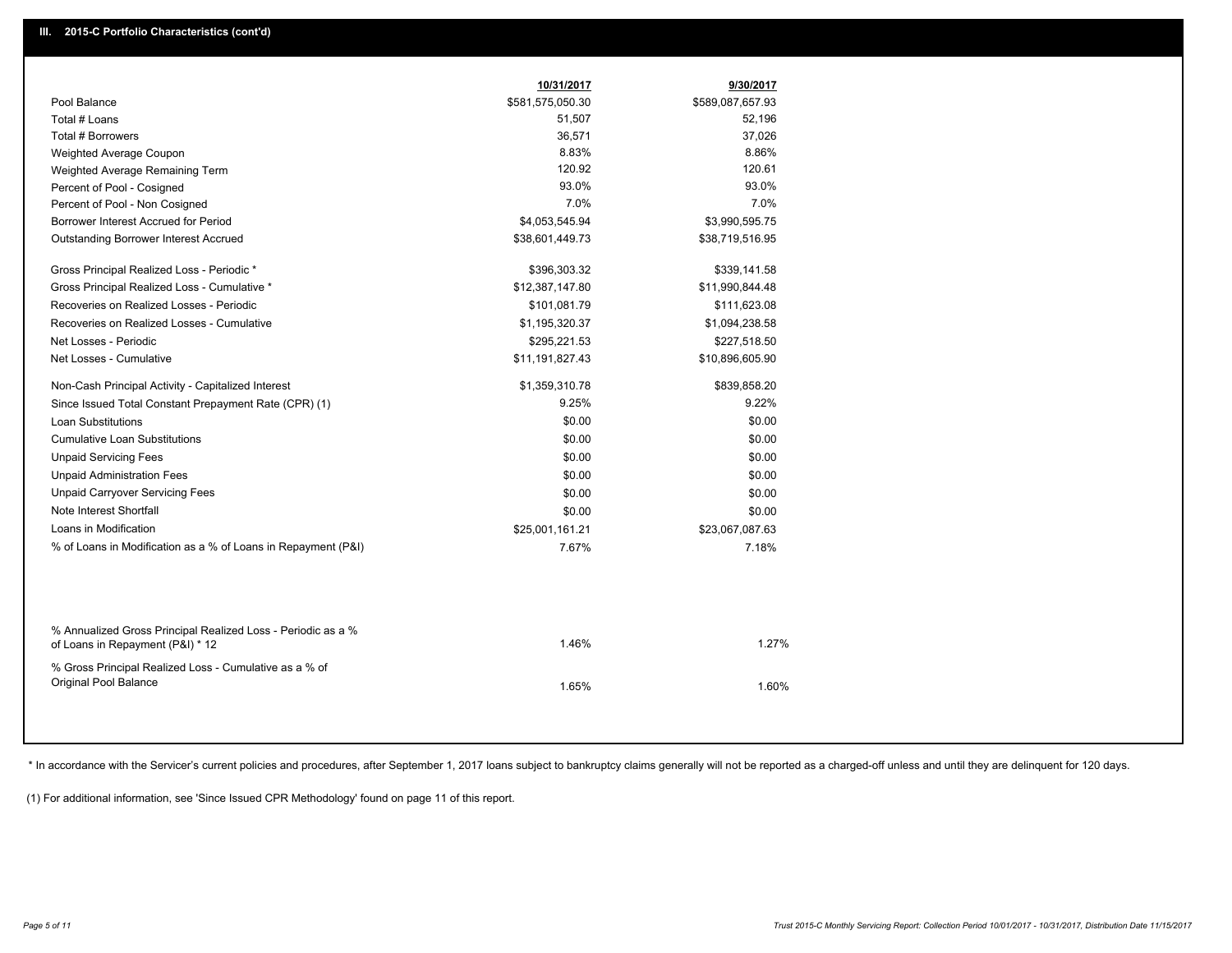## III. 2015-C Portfolio Characteristics (cont'd)

| | 10/31/2017 | 9/30/2017 |
|---|---|---|
| Pool Balance | $581,575,050.30 | $589,087,657.93 |
| Total # Loans | 51,507 | 52,196 |
| Total # Borrowers | 36,571 | 37,026 |
| Weighted Average Coupon | 8.83% | 8.86% |
| Weighted Average Remaining Term | 120.92 | 120.61 |
| Percent of Pool - Cosigned | 93.0% | 93.0% |
| Percent of Pool - Non Cosigned | 7.0% | 7.0% |
| Borrower Interest Accrued for Period | $4,053,545.94 | $3,990,595.75 |
| Outstanding Borrower Interest Accrued | $38,601,449.73 | $38,719,516.95 |
| Gross Principal Realized Loss - Periodic * | $396,303.32 | $339,141.58 |
| Gross Principal Realized Loss - Cumulative * | $12,387,147.80 | $11,990,844.48 |
| Recoveries on Realized Losses - Periodic | $101,081.79 | $111,623.08 |
| Recoveries on Realized Losses - Cumulative | $1,195,320.37 | $1,094,238.58 |
| Net Losses - Periodic | $295,221.53 | $227,518.50 |
| Net Losses - Cumulative | $11,191,827.43 | $10,896,605.90 |
| Non-Cash Principal Activity - Capitalized Interest | $1,359,310.78 | $839,858.20 |
| Since Issued Total Constant Prepayment Rate (CPR) (1) | 9.25% | 9.22% |
| Loan Substitutions | $0.00 | $0.00 |
| Cumulative Loan Substitutions | $0.00 | $0.00 |
| Unpaid Servicing Fees | $0.00 | $0.00 |
| Unpaid Administration Fees | $0.00 | $0.00 |
| Unpaid Carryover Servicing Fees | $0.00 | $0.00 |
| Note Interest Shortfall | $0.00 | $0.00 |
| Loans in Modification | $25,001,161.21 | $23,067,087.63 |
| % of Loans in Modification as a % of Loans in Repayment (P&I) | 7.67% | 7.18% |
| % Annualized Gross Principal Realized Loss - Periodic as a % of Loans in Repayment (P&I) * 12 | 1.46% | 1.27% |
| % Gross Principal Realized Loss - Cumulative as a % of Original Pool Balance | 1.65% | 1.60% |

* In accordance with the Servicer's current policies and procedures, after September 1, 2017 loans subject to bankruptcy claims generally will not be reported as a charged-off unless and until they are delinquent for 120 days.

(1) For additional information, see 'Since Issued CPR Methodology' found on page 11 of this report.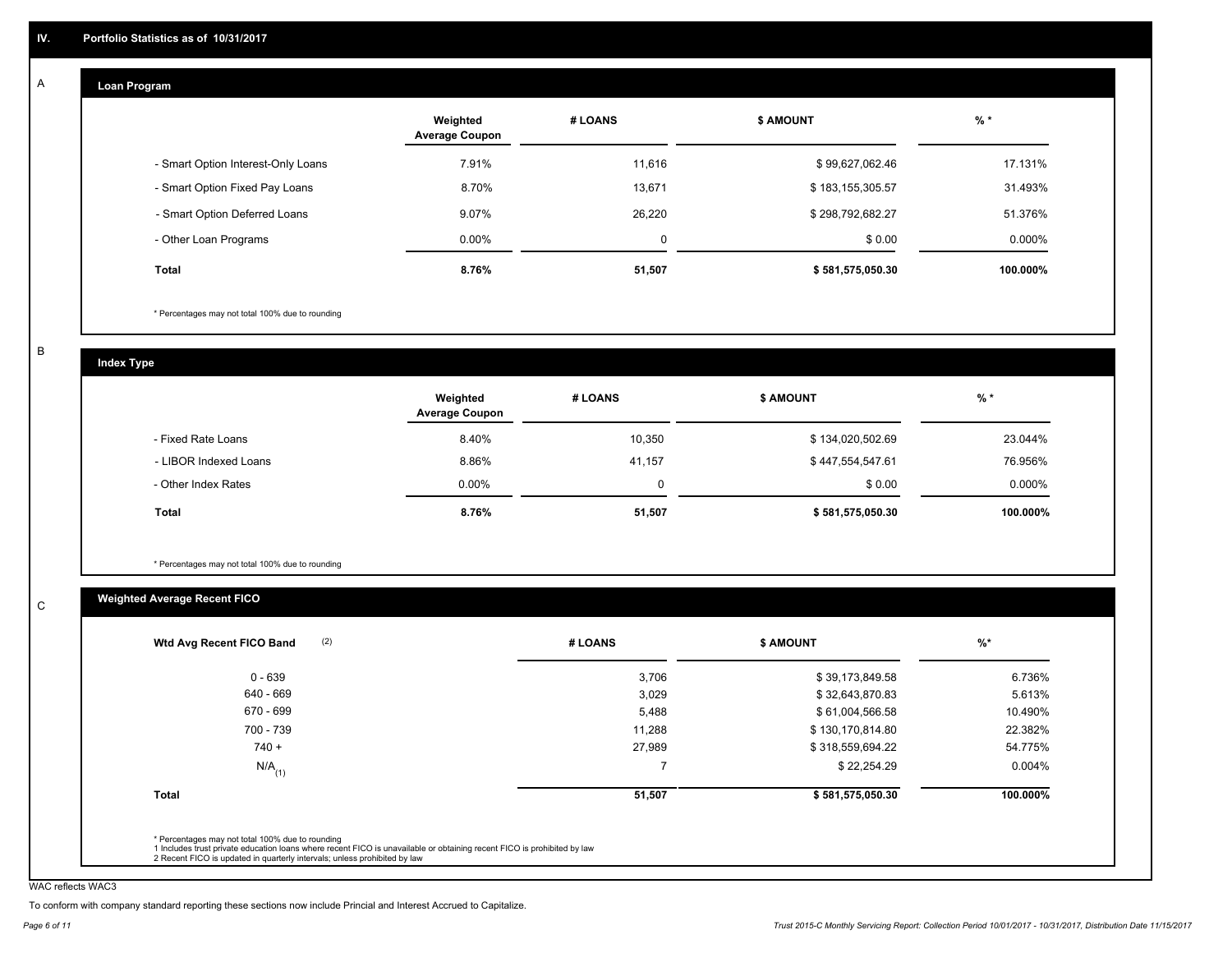## IV. Portfolio Statistics as of 10/31/2017

### A — Loan Program

| | Weighted Average Coupon | # LOANS | $ AMOUNT | % * |
|---|---|---|---|---|
| - Smart Option Interest-Only Loans | 7.91% | 11,616 | $ 99,627,062.46 | 17.131% |
| - Smart Option Fixed Pay Loans | 8.70% | 13,671 | $ 183,155,305.57 | 31.493% |
| - Smart Option Deferred Loans | 9.07% | 26,220 | $ 298,792,682.27 | 51.376% |
| - Other Loan Programs | 0.00% | 0 | $ 0.00 | 0.000% |
| **Total** | **8.76%** | **51,507** | **$ 581,575,050.30** | **100.000%** |

* Percentages may not total 100% due to rounding

### B — Index Type

| | Weighted Average Coupon | # LOANS | $ AMOUNT | % * |
|---|---|---|---|---|
| - Fixed Rate Loans | 8.40% | 10,350 | $ 134,020,502.69 | 23.044% |
| - LIBOR Indexed Loans | 8.86% | 41,157 | $ 447,554,547.61 | 76.956% |
| - Other Index Rates | 0.00% | 0 | $ 0.00 | 0.000% |
| **Total** | **8.76%** | **51,507** | **$ 581,575,050.30** | **100.000%** |

* Percentages may not total 100% due to rounding

### C — Weighted Average Recent FICO

| Wtd Avg Recent FICO Band (2) | # LOANS | $ AMOUNT | %* |
|---|---|---|---|
| 0 - 639 | 3,706 | $ 39,173,849.58 | 6.736% |
| 640 - 669 | 3,029 | $ 32,643,870.83 | 5.613% |
| 670 - 699 | 5,488 | $ 61,004,566.58 | 10.490% |
| 700 - 739 | 11,288 | $ 130,170,814.80 | 22.382% |
| 740 + | 27,989 | $ 318,559,694.22 | 54.775% |
| N/A (1) | 7 | $ 22,254.29 | 0.004% |
| **Total** | **51,507** | **$ 581,575,050.30** | **100.000%** |

* Percentages may not total 100% due to rounding
1 Includes trust private education loans where recent FICO is unavailable or obtaining recent FICO is prohibited by law
2 Recent FICO is updated in quarterly intervals; unless prohibited by law

WAC reflects WAC3

To conform with company standard reporting these sections now include Princial and Interest Accrued to Capitalize.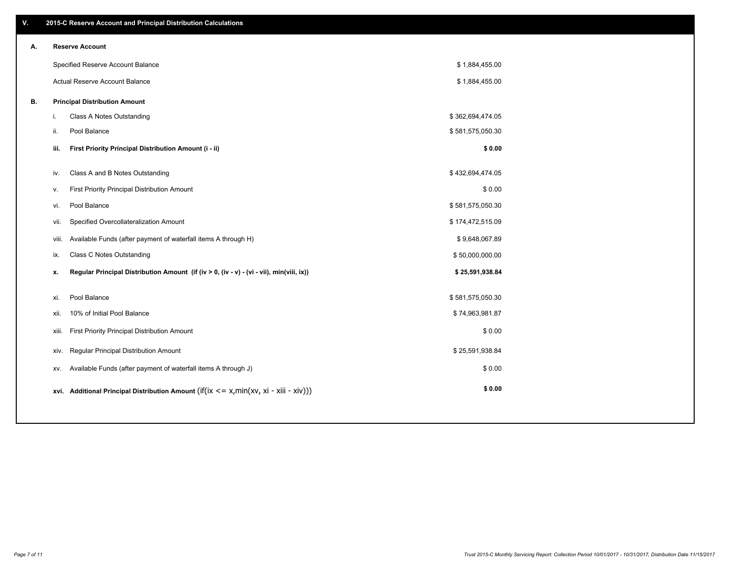## V. 2015-C Reserve Account and Principal Distribution Calculations

### A. Reserve Account

| | |
|---|---|
| Specified Reserve Account Balance | $ 1,884,455.00 |
| Actual Reserve Account Balance | $ 1,884,455.00 |

### B. Principal Distribution Amount

| | | |
|---|---|---|
| i. | Class A Notes Outstanding | $ 362,694,474.05 |
| ii. | Pool Balance | $ 581,575,050.30 |
| **iii.** | **First Priority Principal Distribution Amount (i - ii)** | **$ 0.00** |
| iv. | Class A and B Notes Outstanding | $ 432,694,474.05 |
| v. | First Priority Principal Distribution Amount | $ 0.00 |
| vi. | Pool Balance | $ 581,575,050.30 |
| vii. | Specified Overcollateralization Amount | $ 174,472,515.09 |
| viii. | Available Funds (after payment of waterfall items A through H) | $ 9,648,067.89 |
| ix. | Class C Notes Outstanding | $ 50,000,000.00 |
| **x.** | **Regular Principal Distribution Amount (if (iv > 0, (iv - v) - (vi - vii), min(viii, ix))** | **$ 25,591,938.84** |
| xi. | Pool Balance | $ 581,575,050.30 |
| xii. | 10% of Initial Pool Balance | $ 74,963,981.87 |
| xiii. | First Priority Principal Distribution Amount | $ 0.00 |
| xiv. | Regular Principal Distribution Amount | $ 25,591,938.84 |
| xv. | Available Funds (after payment of waterfall items A through J) | $ 0.00 |
| **xvi.** | **Additional Principal Distribution Amount** (if(ix <= x,min(xv, xi - xiii - xiv))) | **$ 0.00** |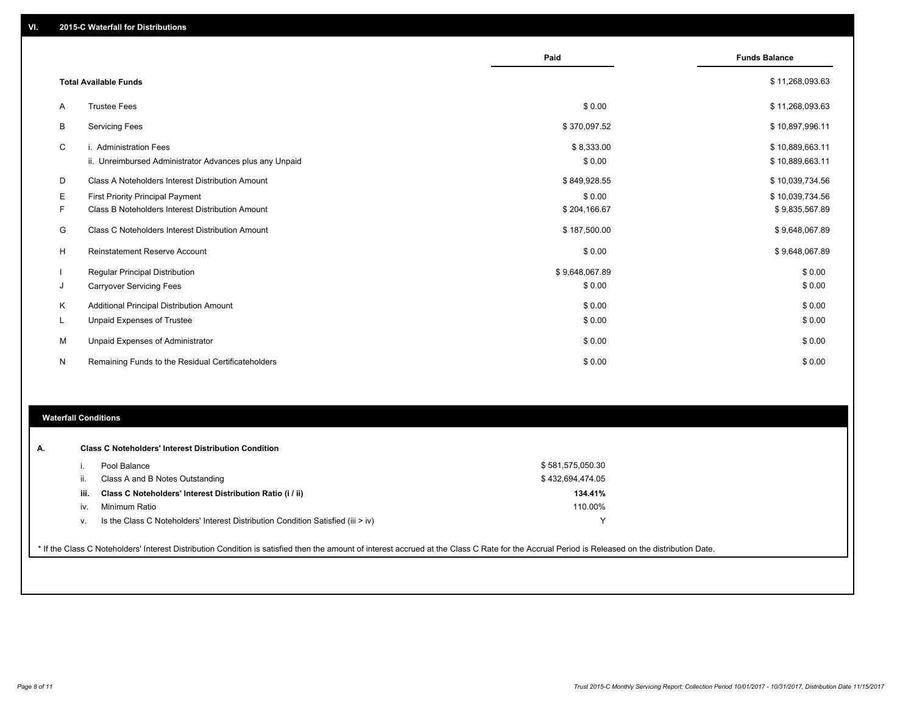## VI. 2015-C Waterfall for Distributions

| | | Paid | Funds Balance |
|---|---|---|---|
| **Total Available Funds** | | | $ 11,268,093.63 |
| A | Trustee Fees | $ 0.00 | $ 11,268,093.63 |
| B | Servicing Fees | $ 370,097.52 | $ 10,897,996.11 |
| C | i. Administration Fees | $ 8,333.00 | $ 10,889,663.11 |
| | ii. Unreimbursed Administrator Advances plus any Unpaid | $ 0.00 | $ 10,889,663.11 |
| D | Class A Noteholders Interest Distribution Amount | $ 849,928.55 | $ 10,039,734.56 |
| E | First Priority Principal Payment | $ 0.00 | $ 10,039,734.56 |
| F | Class B Noteholders Interest Distribution Amount | $ 204,166.67 | $ 9,835,567.89 |
| G | Class C Noteholders Interest Distribution Amount | $ 187,500.00 | $ 9,648,067.89 |
| H | Reinstatement Reserve Account | $ 0.00 | $ 9,648,067.89 |
| I | Regular Principal Distribution | $ 9,648,067.89 | $ 0.00 |
| J | Carryover Servicing Fees | $ 0.00 | $ 0.00 |
| K | Additional Principal Distribution Amount | $ 0.00 | $ 0.00 |
| L | Unpaid Expenses of Trustee | $ 0.00 | $ 0.00 |
| M | Unpaid Expenses of Administrator | $ 0.00 | $ 0.00 |
| N | Remaining Funds to the Residual Certificateholders | $ 0.00 | $ 0.00 |

## Waterfall Conditions

| | | |
|---|---|---|
| **A.** | **Class C Noteholders' Interest Distribution Condition** | |
| i. | Pool Balance | $ 581,575,050.30 |
| ii. | Class A and B Notes Outstanding | $ 432,694,474.05 |
| **iii.** | **Class C Noteholders' Interest Distribution Ratio (i / ii)** | **134.41%** |
| iv. | Minimum Ratio | 110.00% |
| v. | Is the Class C Noteholders' Interest Distribution Condition Satisfied (iii > iv) | Y |

* If the Class C Noteholders' Interest Distribution Condition is satisfied then the amount of interest accrued at the Class C Rate for the Accrual Period is Released on the distribution Date.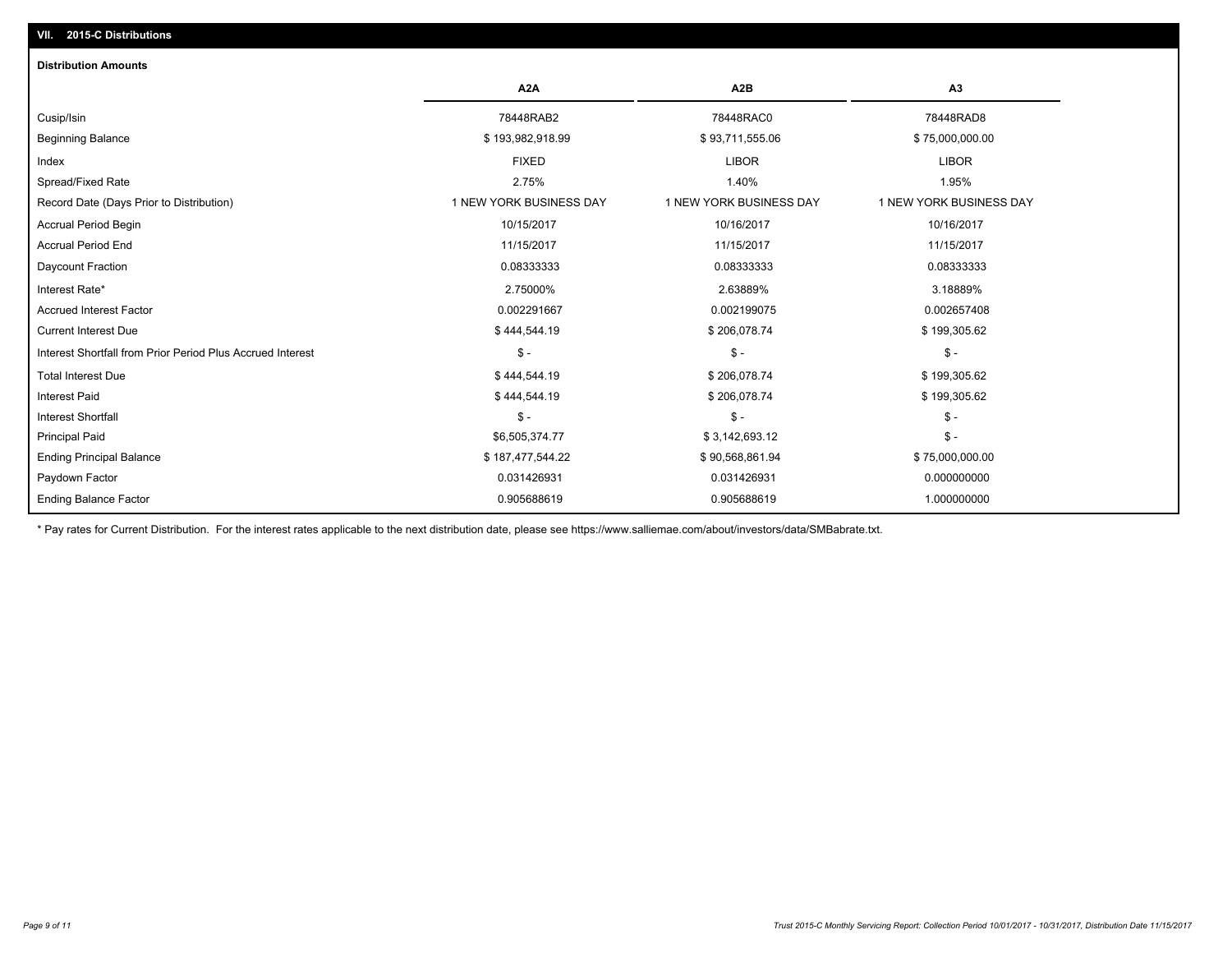## VII. 2015-C Distributions

### Distribution Amounts

| | A2A | A2B | A3 |
|---|---|---|---|
| Cusip/Isin | 78448RAB2 | 78448RAC0 | 78448RAD8 |
| Beginning Balance | $ 193,982,918.99 | $ 93,711,555.06 | $ 75,000,000.00 |
| Index | FIXED | LIBOR | LIBOR |
| Spread/Fixed Rate | 2.75% | 1.40% | 1.95% |
| Record Date (Days Prior to Distribution) | 1 NEW YORK BUSINESS DAY | 1 NEW YORK BUSINESS DAY | 1 NEW YORK BUSINESS DAY |
| Accrual Period Begin | 10/15/2017 | 10/16/2017 | 10/16/2017 |
| Accrual Period End | 11/15/2017 | 11/15/2017 | 11/15/2017 |
| Daycount Fraction | 0.08333333 | 0.08333333 | 0.08333333 |
| Interest Rate* | 2.75000% | 2.63889% | 3.18889% |
| Accrued Interest Factor | 0.002291667 | 0.002199075 | 0.002657408 |
| Current Interest Due | $ 444,544.19 | $ 206,078.74 | $ 199,305.62 |
| Interest Shortfall from Prior Period Plus Accrued Interest | $ - | $ - | $ - |
| Total Interest Due | $ 444,544.19 | $ 206,078.74 | $ 199,305.62 |
| Interest Paid | $ 444,544.19 | $ 206,078.74 | $ 199,305.62 |
| Interest Shortfall | $ - | $ - | $ - |
| Principal Paid | $6,505,374.77 | $ 3,142,693.12 | $ - |
| Ending Principal Balance | $ 187,477,544.22 | $ 90,568,861.94 | $ 75,000,000.00 |
| Paydown Factor | 0.031426931 | 0.031426931 | 0.000000000 |
| Ending Balance Factor | 0.905688619 | 0.905688619 | 1.000000000 |

* Pay rates for Current Distribution. For the interest rates applicable to the next distribution date, please see https://www.salliemae.com/about/investors/data/SMBabrate.txt.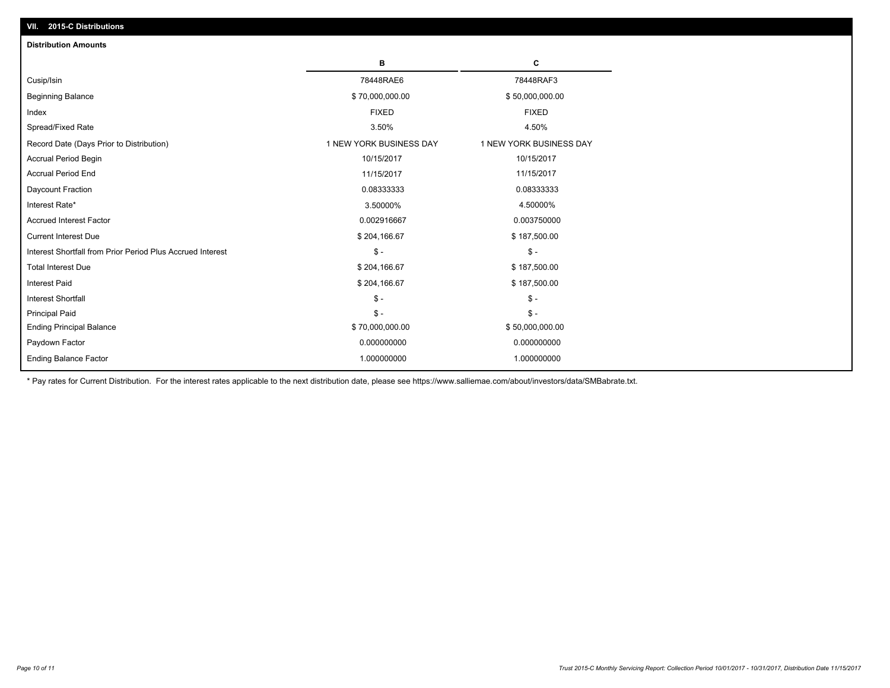## VII. 2015-C Distributions

### Distribution Amounts

| | B | C |
|---|---|---|
| Cusip/Isin | 78448RAE6 | 78448RAF3 |
| Beginning Balance | $ 70,000,000.00 | $ 50,000,000.00 |
| Index | FIXED | FIXED |
| Spread/Fixed Rate | 3.50% | 4.50% |
| Record Date (Days Prior to Distribution) | 1 NEW YORK BUSINESS DAY | 1 NEW YORK BUSINESS DAY |
| Accrual Period Begin | 10/15/2017 | 10/15/2017 |
| Accrual Period End | 11/15/2017 | 11/15/2017 |
| Daycount Fraction | 0.08333333 | 0.08333333 |
| Interest Rate* | 3.50000% | 4.50000% |
| Accrued Interest Factor | 0.002916667 | 0.003750000 |
| Current Interest Due | $ 204,166.67 | $ 187,500.00 |
| Interest Shortfall from Prior Period Plus Accrued Interest | $ - | $ - |
| Total Interest Due | $ 204,166.67 | $ 187,500.00 |
| Interest Paid | $ 204,166.67 | $ 187,500.00 |
| Interest Shortfall | $ - | $ - |
| Principal Paid | $ - | $ - |
| Ending Principal Balance | $ 70,000,000.00 | $ 50,000,000.00 |
| Paydown Factor | 0.000000000 | 0.000000000 |
| Ending Balance Factor | 1.000000000 | 1.000000000 |

* Pay rates for Current Distribution. For the interest rates applicable to the next distribution date, please see https://www.salliemae.com/about/investors/data/SMBabrate.txt.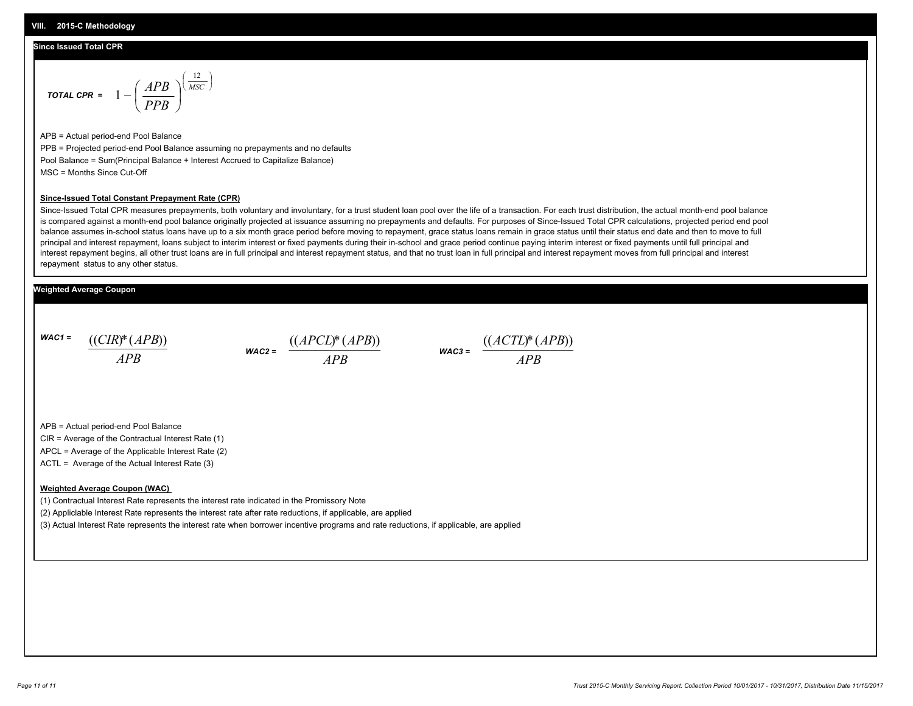## VIII. 2015-C Methodology

### Since Issued Total CPR

$$\textbf{TOTAL CPR} = 1 - \left(\frac{APB}{PPB}\right)^{\left(\frac{12}{MSC}\right)}$$

APB = Actual period-end Pool Balance

PPB = Projected period-end Pool Balance assuming no prepayments and no defaults

Pool Balance = Sum(Principal Balance + Interest Accrued to Capitalize Balance)

MSC = Months Since Cut-Off

**Since-Issued Total Constant Prepayment Rate (CPR)**

Since-Issued Total CPR measures prepayments, both voluntary and involuntary, for a trust student loan pool over the life of a transaction. For each trust distribution, the actual month-end pool balance is compared against a month-end pool balance originally projected at issuance assuming no prepayments and defaults. For purposes of Since-Issued Total CPR calculations, projected period end pool balance assumes in-school status loans have up to a six month grace period before moving to repayment, grace status loans remain in grace status until their status end date and then to move to full principal and interest repayment, loans subject to interim interest or fixed payments during their in-school and grace period continue paying interim interest or fixed payments until full principal and interest repayment begins, all other trust loans are in full principal and interest repayment status, and that no trust loan in full principal and interest repayment moves from full principal and interest repayment status to any other status.

### Weighted Average Coupon

$$\textbf{WAC1} = \frac{((CIR)*(APB))}{APB} \qquad \textbf{WAC2} = \frac{((APCL)*(APB))}{APB} \qquad \textbf{WAC3} = \frac{((ACTL)*(APB))}{APB}$$

APB = Actual period-end Pool Balance

CIR = Average of the Contractual Interest Rate (1)

APCL = Average of the Applicable Interest Rate (2)

ACTL = Average of the Actual Interest Rate (3)

**Weighted Average Coupon (WAC)**

(1) Contractual Interest Rate represents the interest rate indicated in the Promissory Note

(2) Appliclable Interest Rate represents the interest rate after rate reductions, if applicable, are applied

(3) Actual Interest Rate represents the interest rate when borrower incentive programs and rate reductions, if applicable, are applied